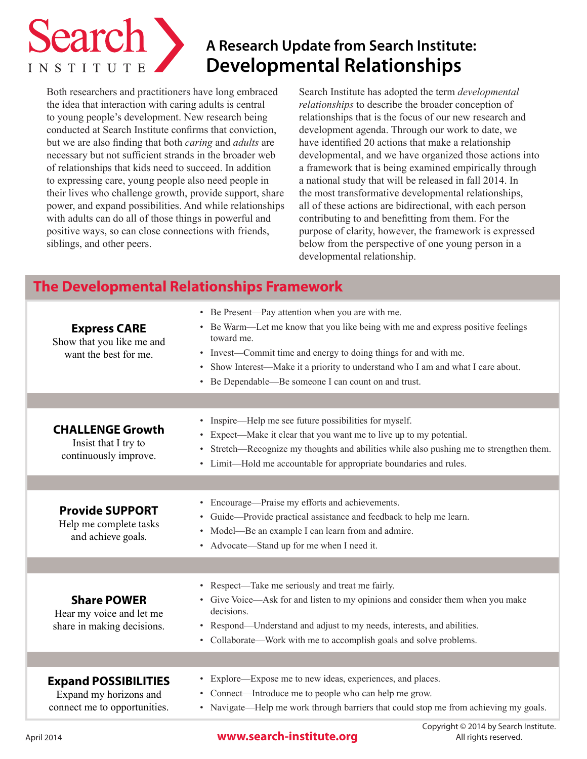# A Research Update from Search Institute: Developmental Relationships

Both researchers and practitioners have long embraced the idea that interaction with caring adults is central to young people's development. New research being conducted at Search Institute confirms that conviction, but we are also finding that both *caring* and *adults* are necessary but not sufficient strands in the broader web of relationships that kids need to succeed. In addition to expressing care, young people also need people in their lives who challenge growth, provide support, share power, and expand possibilities. And while relationships with adults can do all of those things in powerful and positive ways, so can close connections with friends, siblings, and other peers.

Search Institute has adopted the term *developmental relationships* to describe the broader conception of relationships that is the focus of our new research and development agenda. Through our work to date, we have identified 20 actions that make a relationship developmental, and we have organized those actions into a framework that is being examined empirically through a national study that will be released in fall 2014. In the most transformative developmental relationships, all of these actions are bidirectional, with each person contributing to and benefitting from them. For the purpose of clarity, however, the framework is expressed below from the perspective of one young person in a developmental relationship.

## The Developmental Relationships Framework

| Element | Actions |
|---|---|
| **Express CARE**<br>Show that you like me and want the best for me. | • Be Present—Pay attention when you are with me.<br>• Be Warm—Let me know that you like being with me and express positive feelings toward me.<br>• Invest—Commit time and energy to doing things for and with me.<br>• Show Interest—Make it a priority to understand who I am and what I care about.<br>• Be Dependable—Be someone I can count on and trust. |
| **CHALLENGE Growth**<br>Insist that I try to continuously improve. | • Inspire—Help me see future possibilities for myself.<br>• Expect—Make it clear that you want me to live up to my potential.<br>• Stretch—Recognize my thoughts and abilities while also pushing me to strengthen them.<br>• Limit—Hold me accountable for appropriate boundaries and rules. |
| **Provide SUPPORT**<br>Help me complete tasks and achieve goals. | • Encourage—Praise my efforts and achievements.<br>• Guide—Provide practical assistance and feedback to help me learn.<br>• Model—Be an example I can learn from and admire.<br>• Advocate—Stand up for me when I need it. |
| **Share POWER**<br>Hear my voice and let me share in making decisions. | • Respect—Take me seriously and treat me fairly.<br>• Give Voice—Ask for and listen to my opinions and consider them when you make decisions.<br>• Respond—Understand and adjust to my needs, interests, and abilities.<br>• Collaborate—Work with me to accomplish goals and solve problems. |
| **Expand POSSIBILITIES**<br>Expand my horizons and connect me to opportunities. | • Explore—Expose me to new ideas, experiences, and places.<br>• Connect—Introduce me to people who can help me grow.<br>• Navigate—Help me work through barriers that could stop me from achieving my goals. |

April 2014

www.search-institute.org

Copyright © 2014 by Search Institute. All rights reserved.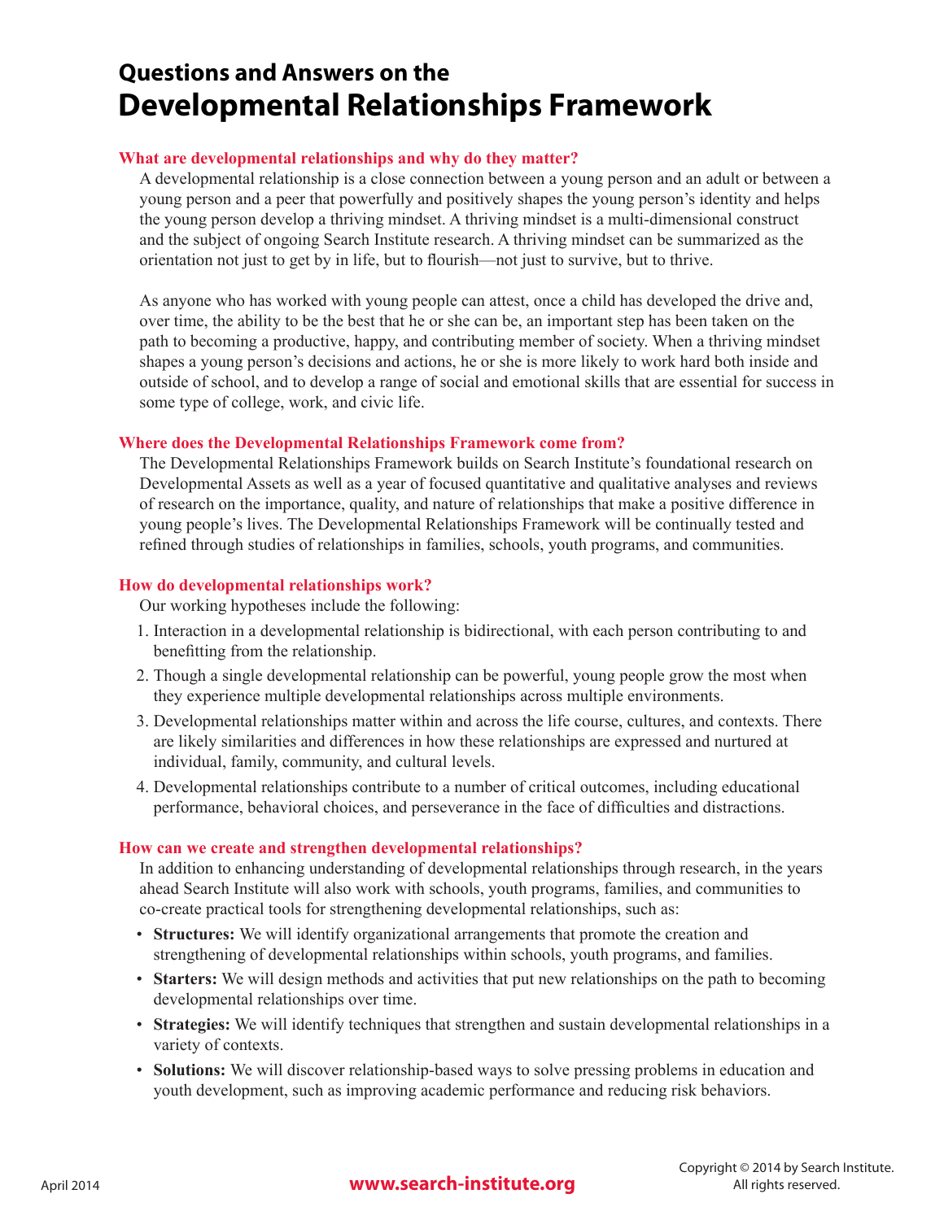# Questions and Answers on the Developmental Relationships Framework

### What are developmental relationships and why do they matter?

A developmental relationship is a close connection between a young person and an adult or between a young person and a peer that powerfully and positively shapes the young person's identity and helps the young person develop a thriving mindset. A thriving mindset is a multi-dimensional construct and the subject of ongoing Search Institute research. A thriving mindset can be summarized as the orientation not just to get by in life, but to flourish—not just to survive, but to thrive.

As anyone who has worked with young people can attest, once a child has developed the drive and, over time, the ability to be the best that he or she can be, an important step has been taken on the path to becoming a productive, happy, and contributing member of society. When a thriving mindset shapes a young person's decisions and actions, he or she is more likely to work hard both inside and outside of school, and to develop a range of social and emotional skills that are essential for success in some type of college, work, and civic life.

### Where does the Developmental Relationships Framework come from?

The Developmental Relationships Framework builds on Search Institute's foundational research on Developmental Assets as well as a year of focused quantitative and qualitative analyses and reviews of research on the importance, quality, and nature of relationships that make a positive difference in young people's lives. The Developmental Relationships Framework will be continually tested and refined through studies of relationships in families, schools, youth programs, and communities.

### How do developmental relationships work?

Our working hypotheses include the following:

1. Interaction in a developmental relationship is bidirectional, with each person contributing to and benefitting from the relationship.
2. Though a single developmental relationship can be powerful, young people grow the most when they experience multiple developmental relationships across multiple environments.
3. Developmental relationships matter within and across the life course, cultures, and contexts. There are likely similarities and differences in how these relationships are expressed and nurtured at individual, family, community, and cultural levels.
4. Developmental relationships contribute to a number of critical outcomes, including educational performance, behavioral choices, and perseverance in the face of difficulties and distractions.

### How can we create and strengthen developmental relationships?

In addition to enhancing understanding of developmental relationships through research, in the years ahead Search Institute will also work with schools, youth programs, families, and communities to co-create practical tools for strengthening developmental relationships, such as:

- **Structures:** We will identify organizational arrangements that promote the creation and strengthening of developmental relationships within schools, youth programs, and families.
- **Starters:** We will design methods and activities that put new relationships on the path to becoming developmental relationships over time.
- **Strategies:** We will identify techniques that strengthen and sustain developmental relationships in a variety of contexts.
- **Solutions:** We will discover relationship-based ways to solve pressing problems in education and youth development, such as improving academic performance and reducing risk behaviors.

April 2014

www.search-institute.org

Copyright © 2014 by Search Institute. All rights reserved.